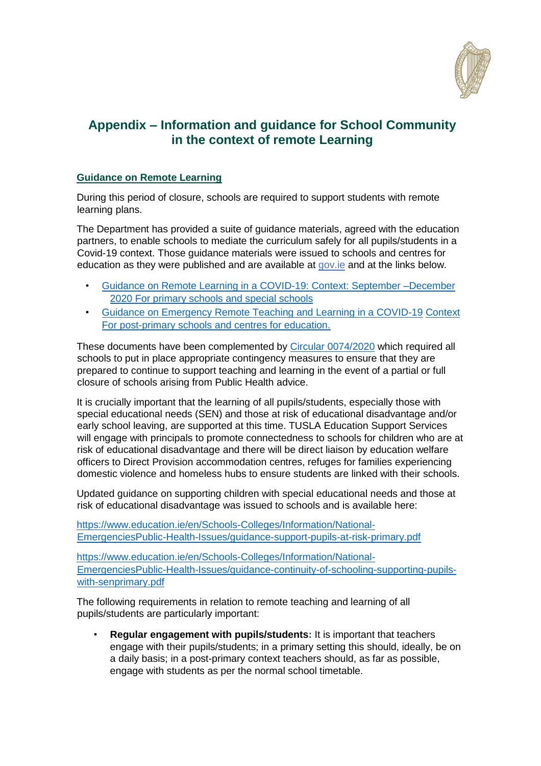# Appendix – Information and guidance for School Community in the context of remote Learning

## Guidance on Remote Learning

During this period of closure, schools are required to support students with remote learning plans.

The Department has provided a suite of guidance materials, agreed with the education partners, to enable schools to mediate the curriculum safely for all pupils/students in a Covid-19 context. Those guidance materials were issued to schools and centres for education as they were published and are available at gov.ie and at the links below.

- Guidance on Remote Learning in a COVID-19: Context: September –December 2020 For primary schools and special schools
- Guidance on Emergency Remote Teaching and Learning in a COVID-19 Context For post-primary schools and centres for education.

These documents have been complemented by Circular 0074/2020 which required all schools to put in place appropriate contingency measures to ensure that they are prepared to continue to support teaching and learning in the event of a partial or full closure of schools arising from Public Health advice.

It is crucially important that the learning of all pupils/students, especially those with special educational needs (SEN) and those at risk of educational disadvantage and/or early school leaving, are supported at this time. TUSLA Education Support Services will engage with principals to promote connectedness to schools for children who are at risk of educational disadvantage and there will be direct liaison by education welfare officers to Direct Provision accommodation centres, refuges for families experiencing domestic violence and homeless hubs to ensure students are linked with their schools.

Updated guidance on supporting children with special educational needs and those at risk of educational disadvantage was issued to schools and is available here:

https://www.education.ie/en/Schools-Colleges/Information/National-EmergenciesPublic-Health-Issues/guidance-support-pupils-at-risk-primary.pdf

https://www.education.ie/en/Schools-Colleges/Information/National-EmergenciesPublic-Health-Issues/guidance-continuity-of-schooling-supporting-pupils-with-senprimary.pdf

The following requirements in relation to remote teaching and learning of all pupils/students are particularly important:

- **Regular engagement with pupils/students:** It is important that teachers engage with their pupils/students; in a primary setting this should, ideally, be on a daily basis; in a post-primary context teachers should, as far as possible, engage with students as per the normal school timetable.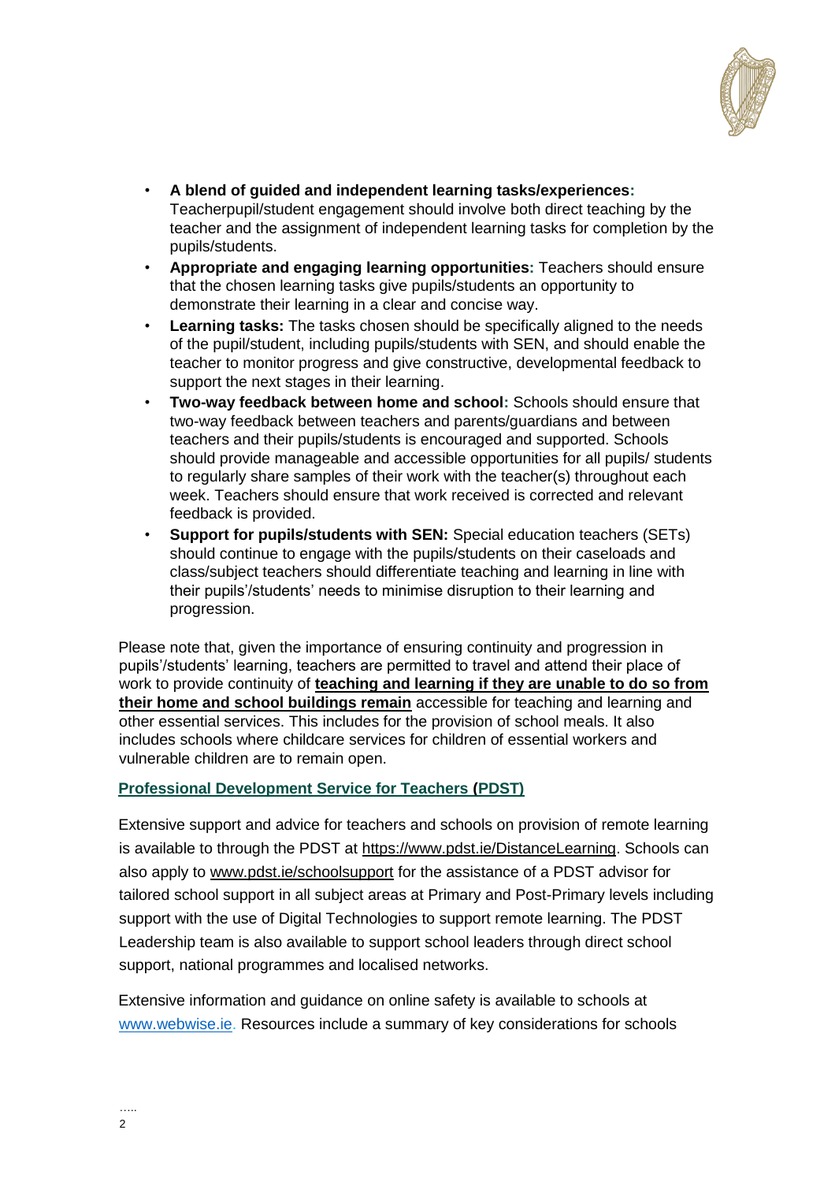- **A blend of guided and independent learning tasks/experiences:** Teacherpupil/student engagement should involve both direct teaching by the teacher and the assignment of independent learning tasks for completion by the pupils/students.
- **Appropriate and engaging learning opportunities:** Teachers should ensure that the chosen learning tasks give pupils/students an opportunity to demonstrate their learning in a clear and concise way.
- **Learning tasks:** The tasks chosen should be specifically aligned to the needs of the pupil/student, including pupils/students with SEN, and should enable the teacher to monitor progress and give constructive, developmental feedback to support the next stages in their learning.
- **Two-way feedback between home and school:** Schools should ensure that two-way feedback between teachers and parents/guardians and between teachers and their pupils/students is encouraged and supported. Schools should provide manageable and accessible opportunities for all pupils/ students to regularly share samples of their work with the teacher(s) throughout each week. Teachers should ensure that work received is corrected and relevant feedback is provided.
- **Support for pupils/students with SEN:** Special education teachers (SETs) should continue to engage with the pupils/students on their caseloads and class/subject teachers should differentiate teaching and learning in line with their pupils'/students' needs to minimise disruption to their learning and progression.

Please note that, given the importance of ensuring continuity and progression in pupils'/students' learning, teachers are permitted to travel and attend their place of work to provide continuity of **teaching and learning if they are unable to do so from their home and school buildings remain** accessible for teaching and learning and other essential services. This includes for the provision of school meals. It also includes schools where childcare services for children of essential workers and vulnerable children are to remain open.

**Professional Development Service for Teachers (PDST)**

Extensive support and advice for teachers and schools on provision of remote learning is available to through the PDST at https://www.pdst.ie/DistanceLearning. Schools can also apply to www.pdst.ie/schoolsupport for the assistance of a PDST advisor for tailored school support in all subject areas at Primary and Post-Primary levels including support with the use of Digital Technologies to support remote learning. The PDST Leadership team is also available to support school leaders through direct school support, national programmes and localised networks.

Extensive information and guidance on online safety is available to schools at www.webwise.ie. Resources include a summary of key considerations for schools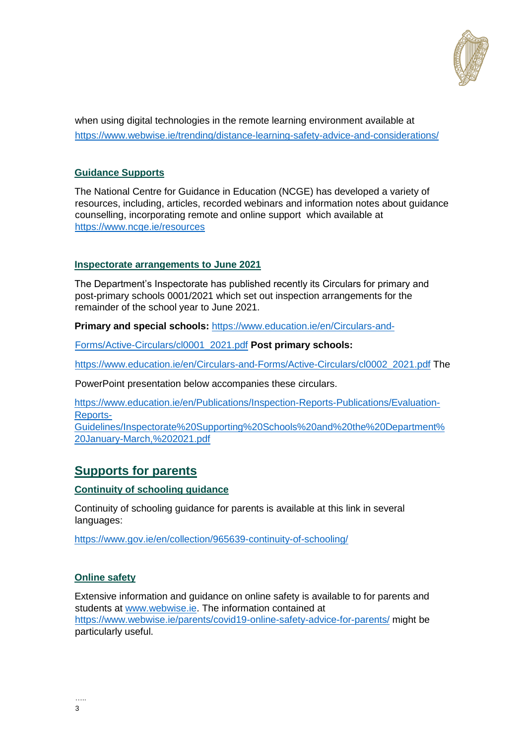when using digital technologies in the remote learning environment available at https://www.webwise.ie/trending/distance-learning-safety-advice-and-considerations/

### Guidance Supports

The National Centre for Guidance in Education (NCGE) has developed a variety of resources, including, articles, recorded webinars and information notes about guidance counselling, incorporating remote and online support which available at https://www.ncge.ie/resources

### Inspectorate arrangements to June 2021

The Department's Inspectorate has published recently its Circulars for primary and post-primary schools 0001/2021 which set out inspection arrangements for the remainder of the school year to June 2021.

**Primary and special schools:** https://www.education.ie/en/Circulars-and-Forms/Active-Circulars/cl0001_2021.pdf **Post primary schools:** https://www.education.ie/en/Circulars-and-Forms/Active-Circulars/cl0002_2021.pdf The PowerPoint presentation below accompanies these circulars.

https://www.education.ie/en/Publications/Inspection-Reports-Publications/Evaluation-Reports-Guidelines/Inspectorate%20Supporting%20Schools%20and%20the%20Department%20January-March,%202021.pdf

## Supports for parents

### Continuity of schooling guidance

Continuity of schooling guidance for parents is available at this link in several languages:

https://www.gov.ie/en/collection/965639-continuity-of-schooling/

### Online safety

Extensive information and guidance on online safety is available to for parents and students at www.webwise.ie. The information contained at https://www.webwise.ie/parents/covid19-online-safety-advice-for-parents/ might be particularly useful.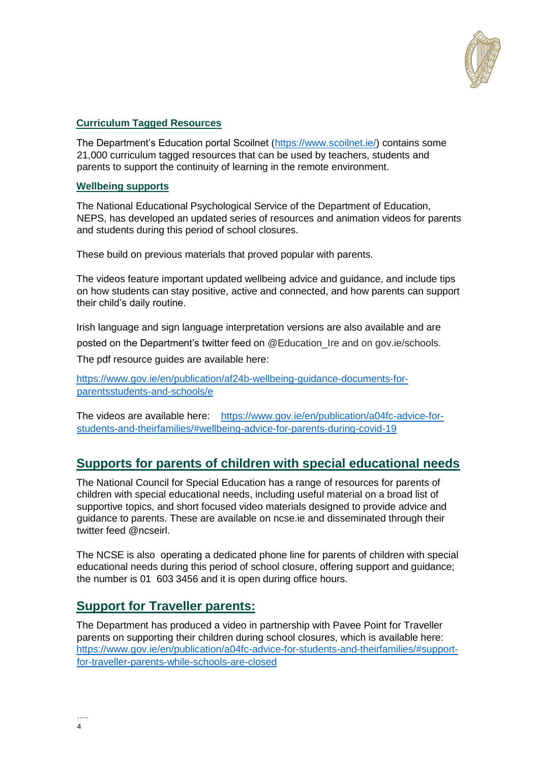### Curriculum Tagged Resources

The Department's Education portal Scoilnet (https://www.scoilnet.ie/) contains some 21,000 curriculum tagged resources that can be used by teachers, students and parents to support the continuity of learning in the remote environment.

### Wellbeing supports

The National Educational Psychological Service of the Department of Education, NEPS, has developed an updated series of resources and animation videos for parents and students during this period of school closures.

These build on previous materials that proved popular with parents.

The videos feature important updated wellbeing advice and guidance, and include tips on how students can stay positive, active and connected, and how parents can support their child's daily routine.

Irish language and sign language interpretation versions are also available and are posted on the Department's twitter feed on @Education_Ire and on gov.ie/schools.

The pdf resource guides are available here:

https://www.gov.ie/en/publication/af24b-wellbeing-guidance-documents-for-parentsstudents-and-schools/e

The videos are available here: https://www.gov.ie/en/publication/a04fc-advice-for-students-and-theirfamilies/#wellbeing-advice-for-parents-during-covid-19

## Supports for parents of children with special educational needs

The National Council for Special Education has a range of resources for parents of children with special educational needs, including useful material on a broad list of supportive topics, and short focused video materials designed to provide advice and guidance to parents. These are available on ncse.ie and disseminated through their twitter feed @ncseirl.

The NCSE is also operating a dedicated phone line for parents of children with special educational needs during this period of school closure, offering support and guidance; the number is 01 603 3456 and it is open during office hours.

## Support for Traveller parents:

The Department has produced a video in partnership with Pavee Point for Traveller parents on supporting their children during school closures, which is available here: https://www.gov.ie/en/publication/a04fc-advice-for-students-and-theirfamilies/#support-for-traveller-parents-while-schools-are-closed

.....